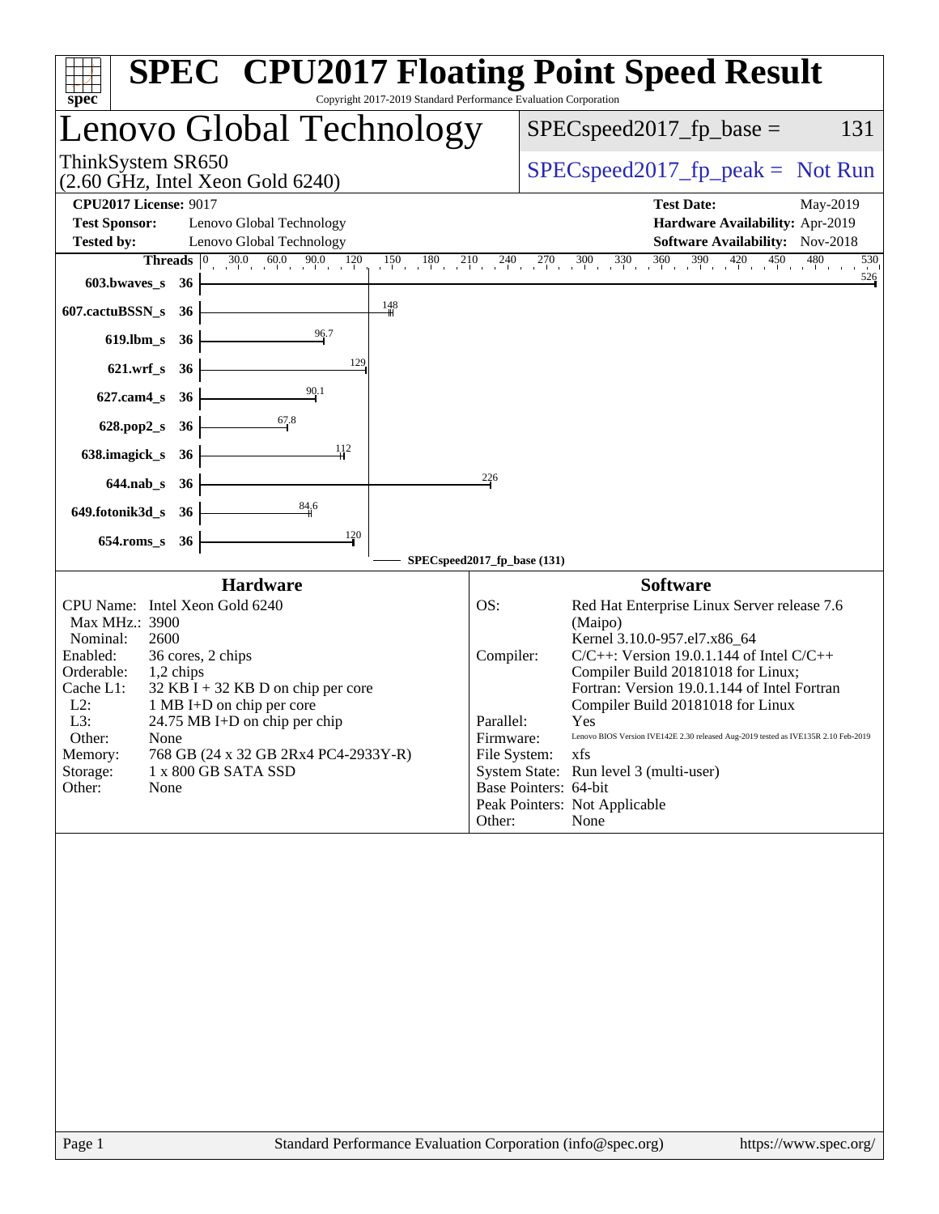# SPEC® CPU2017 Floating Point Speed Result

Copyright 2017-2019 Standard Performance Evaluation Corporation

## Lenovo Global Technology

ThinkSystem SR650
(2.60 GHz, Intel Xeon Gold 6240)

SPECspeed2017_fp_base = 131

SPECspeed2017_fp_peak = Not Run

**CPU2017 License:** 9017
**Test Sponsor:** Lenovo Global Technology
**Tested by:** Lenovo Global Technology

**Test Date:** May-2019
**Hardware Availability:** Apr-2019
**Software Availability:** Nov-2018

| Benchmark | Threads | Base Ratio |
|---|---|---|
| 603.bwaves_s | 36 | 526 |
| 607.cactuBSSN_s | 36 | 148 |
| 619.lbm_s | 36 | 96.7 |
| 621.wrf_s | 36 | 129 |
| 627.cam4_s | 36 | 90.1 |
| 628.pop2_s | 36 | 67.8 |
| 638.imagick_s | 36 | 112 |
| 644.nab_s | 36 | 226 |
| 649.fotonik3d_s | 36 | 84.6 |
| 654.roms_s | 36 | 120 |

SPECspeed2017_fp_base (131)

### Hardware

- CPU Name: Intel Xeon Gold 6240
- Max MHz.: 3900
- Nominal: 2600
- Enabled: 36 cores, 2 chips
- Orderable: 1,2 chips
- Cache L1: 32 KB I + 32 KB D on chip per core
- L2: 1 MB I+D on chip per core
- L3: 24.75 MB I+D on chip per chip
- Other: None
- Memory: 768 GB (24 x 32 GB 2Rx4 PC4-2933Y-R)
- Storage: 1 x 800 GB SATA SSD
- Other: None

### Software

- OS: Red Hat Enterprise Linux Server release 7.6 (Maipo)
  Kernel 3.10.0-957.el7.x86_64
- Compiler: C/C++: Version 19.0.1.144 of Intel C/C++ Compiler Build 20181018 for Linux;
  Fortran: Version 19.0.1.144 of Intel Fortran Compiler Build 20181018 for Linux
- Parallel: Yes
- Firmware: Lenovo BIOS Version IVE142E 2.30 released Aug-2019 tested as IVE135R 2.10 Feb-2019
- File System: xfs
- System State: Run level 3 (multi-user)
- Base Pointers: 64-bit
- Peak Pointers: Not Applicable
- Other: None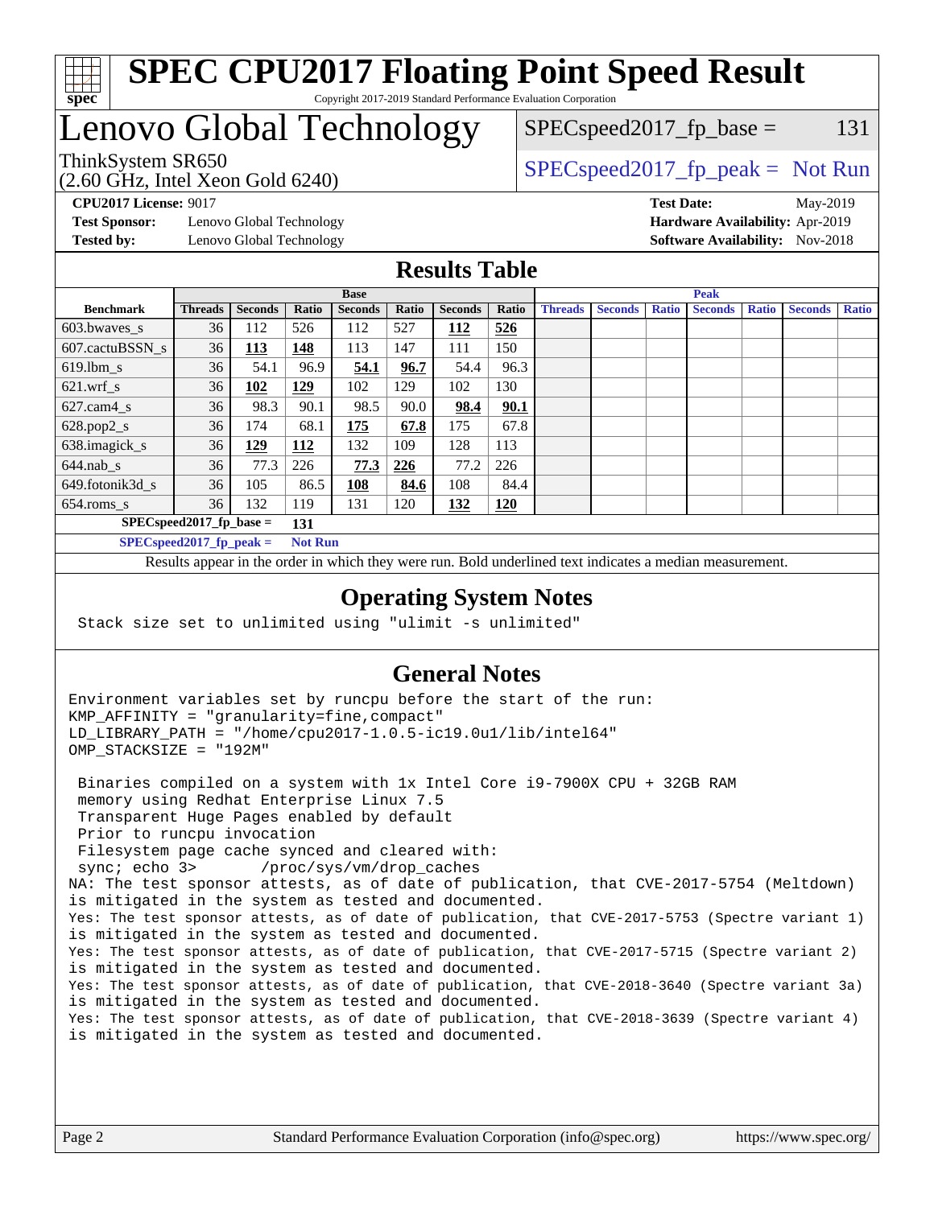# SPEC CPU2017 Floating Point Speed Result

Copyright 2017-2019 Standard Performance Evaluation Corporation

# Lenovo Global Technology

ThinkSystem SR650
(2.60 GHz, Intel Xeon Gold 6240)

SPECspeed2017_fp_base = 131

SPECspeed2017_fp_peak = Not Run

**CPU2017 License:** 9017
**Test Sponsor:** Lenovo Global Technology
**Tested by:** Lenovo Global Technology

**Test Date:** May-2019
**Hardware Availability:** Apr-2019
**Software Availability:** Nov-2018

## Results Table

| | Base | | | | | | | Peak | | | | | | |
|---|---|---|---|---|---|---|---|---|---|---|---|---|---|---|
| **Benchmark** | **Threads** | **Seconds** | **Ratio** | **Seconds** | **Ratio** | **Seconds** | **Ratio** | **Threads** | **Seconds** | **Ratio** | **Seconds** | **Ratio** | **Seconds** | **Ratio** |
| 603.bwaves_s | 36 | 112 | 526 | 112 | 527 | **112** | **526** | | | | | | | |
| 607.cactuBSSN_s | 36 | **113** | **148** | 113 | 147 | 111 | 150 | | | | | | | |
| 619.lbm_s | 36 | 54.1 | 96.9 | **54.1** | **96.7** | 54.4 | 96.3 | | | | | | | |
| 621.wrf_s | 36 | **102** | **129** | 102 | 129 | 102 | 130 | | | | | | | |
| 627.cam4_s | 36 | 98.3 | 90.1 | 98.5 | 90.0 | **98.4** | **90.1** | | | | | | | |
| 628.pop2_s | 36 | 174 | 68.1 | **175** | **67.8** | 175 | 67.8 | | | | | | | |
| 638.imagick_s | 36 | **129** | **112** | 132 | 109 | 128 | 113 | | | | | | | |
| 644.nab_s | 36 | 77.3 | 226 | **77.3** | **226** | 77.2 | 226 | | | | | | | |
| 649.fotonik3d_s | 36 | 105 | 86.5 | **108** | **84.6** | 108 | 84.4 | | | | | | | |
| 654.roms_s | 36 | 132 | 119 | 131 | 120 | **132** | **120** | | | | | | | |

**SPECspeed2017_fp_base =** **131**

**SPECspeed2017_fp_peak =** **Not Run**

Results appear in the order in which they were run. Bold underlined text indicates a median measurement.

## Operating System Notes

```
Stack size set to unlimited using "ulimit -s unlimited"
```

## General Notes

```
Environment variables set by runcpu before the start of the run:
KMP_AFFINITY = "granularity=fine,compact"
LD_LIBRARY_PATH = "/home/cpu2017-1.0.5-ic19.0u1/lib/intel64"
OMP_STACKSIZE = "192M"

 Binaries compiled on a system with 1x Intel Core i9-7900X CPU + 32GB RAM
 memory using Redhat Enterprise Linux 7.5
 Transparent Huge Pages enabled by default
 Prior to runcpu invocation
 Filesystem page cache synced and cleared with:
 sync; echo 3>       /proc/sys/vm/drop_caches
NA: The test sponsor attests, as of date of publication, that CVE-2017-5754 (Meltdown)
is mitigated in the system as tested and documented.
Yes: The test sponsor attests, as of date of publication, that CVE-2017-5753 (Spectre variant 1)
is mitigated in the system as tested and documented.
Yes: The test sponsor attests, as of date of publication, that CVE-2017-5715 (Spectre variant 2)
is mitigated in the system as tested and documented.
Yes: The test sponsor attests, as of date of publication, that CVE-2018-3640 (Spectre variant 3a)
is mitigated in the system as tested and documented.
Yes: The test sponsor attests, as of date of publication, that CVE-2018-3639 (Spectre variant 4)
is mitigated in the system as tested and documented.
```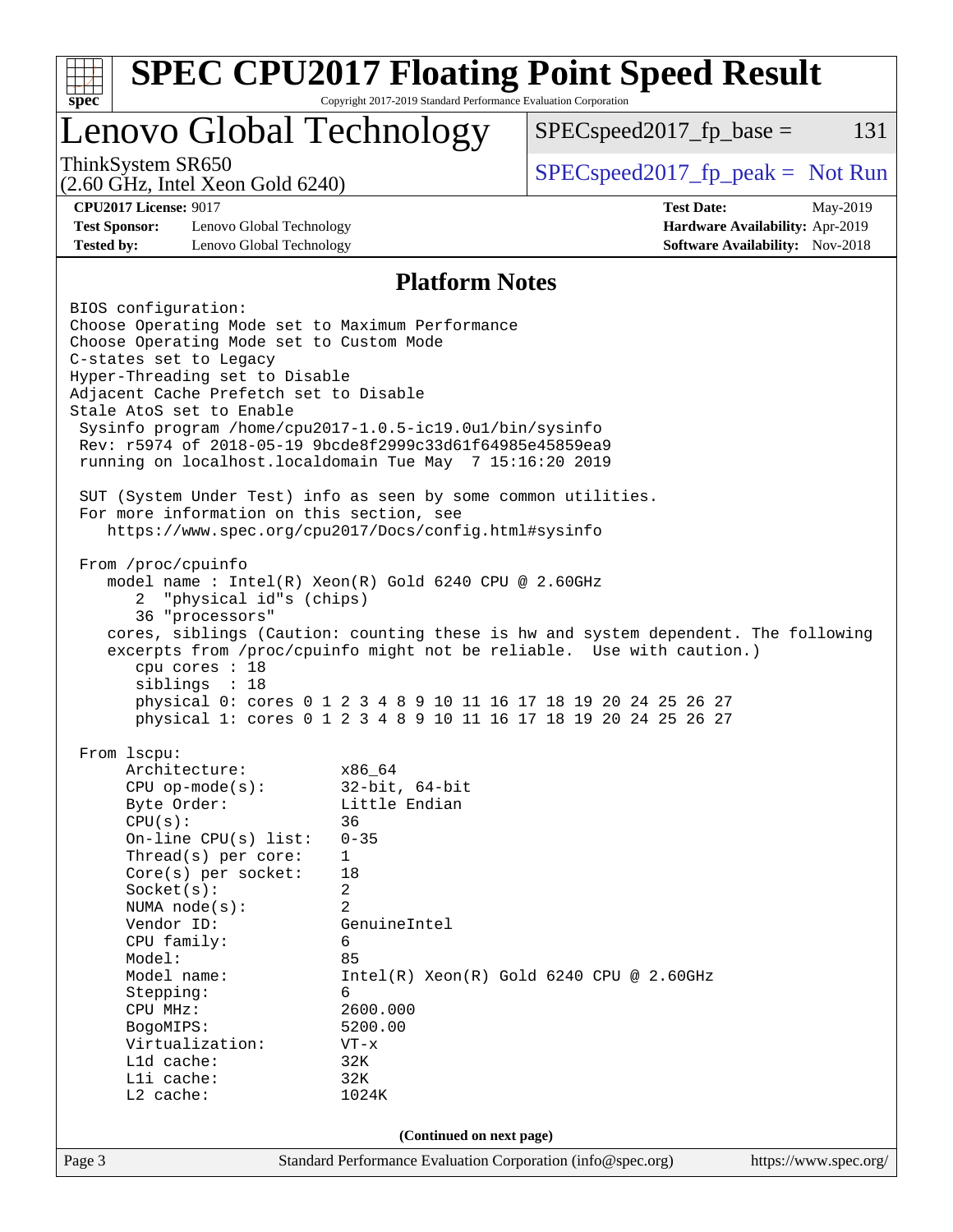## Platform Notes

```
BIOS configuration:
Choose Operating Mode set to Maximum Performance
Choose Operating Mode set to Custom Mode
C-states set to Legacy
Hyper-Threading set to Disable
Adjacent Cache Prefetch set to Disable
Stale AtoS set to Enable
 Sysinfo program /home/cpu2017-1.0.5-ic19.0u1/bin/sysinfo
 Rev: r5974 of 2018-05-19 9bcde8f2999c33d61f64985e45859ea9
 running on localhost.localdomain Tue May  7 15:16:20 2019

 SUT (System Under Test) info as seen by some common utilities.
 For more information on this section, see
    https://www.spec.org/cpu2017/Docs/config.html#sysinfo

 From /proc/cpuinfo
    model name : Intel(R) Xeon(R) Gold 6240 CPU @ 2.60GHz
       2  "physical id"s (chips)
       36 "processors"
    cores, siblings (Caution: counting these is hw and system dependent. The following
    excerpts from /proc/cpuinfo might not be reliable.  Use with caution.)
       cpu cores : 18
       siblings  : 18
       physical 0: cores 0 1 2 3 4 8 9 10 11 16 17 18 19 20 24 25 26 27
       physical 1: cores 0 1 2 3 4 8 9 10 11 16 17 18 19 20 24 25 26 27

 From lscpu:
      Architecture:          x86_64
      CPU op-mode(s):        32-bit, 64-bit
      Byte Order:            Little Endian
      CPU(s):                36
      On-line CPU(s) list:   0-35
      Thread(s) per core:    1
      Core(s) per socket:    18
      Socket(s):             2
      NUMA node(s):          2
      Vendor ID:             GenuineIntel
      CPU family:            6
      Model:                 85
      Model name:            Intel(R) Xeon(R) Gold 6240 CPU @ 2.60GHz
      Stepping:              6
      CPU MHz:               2600.000
      BogoMIPS:              5200.00
      Virtualization:        VT-x
      L1d cache:             32K
      L1i cache:             32K
      L2 cache:              1024K
```

(Continued on next page)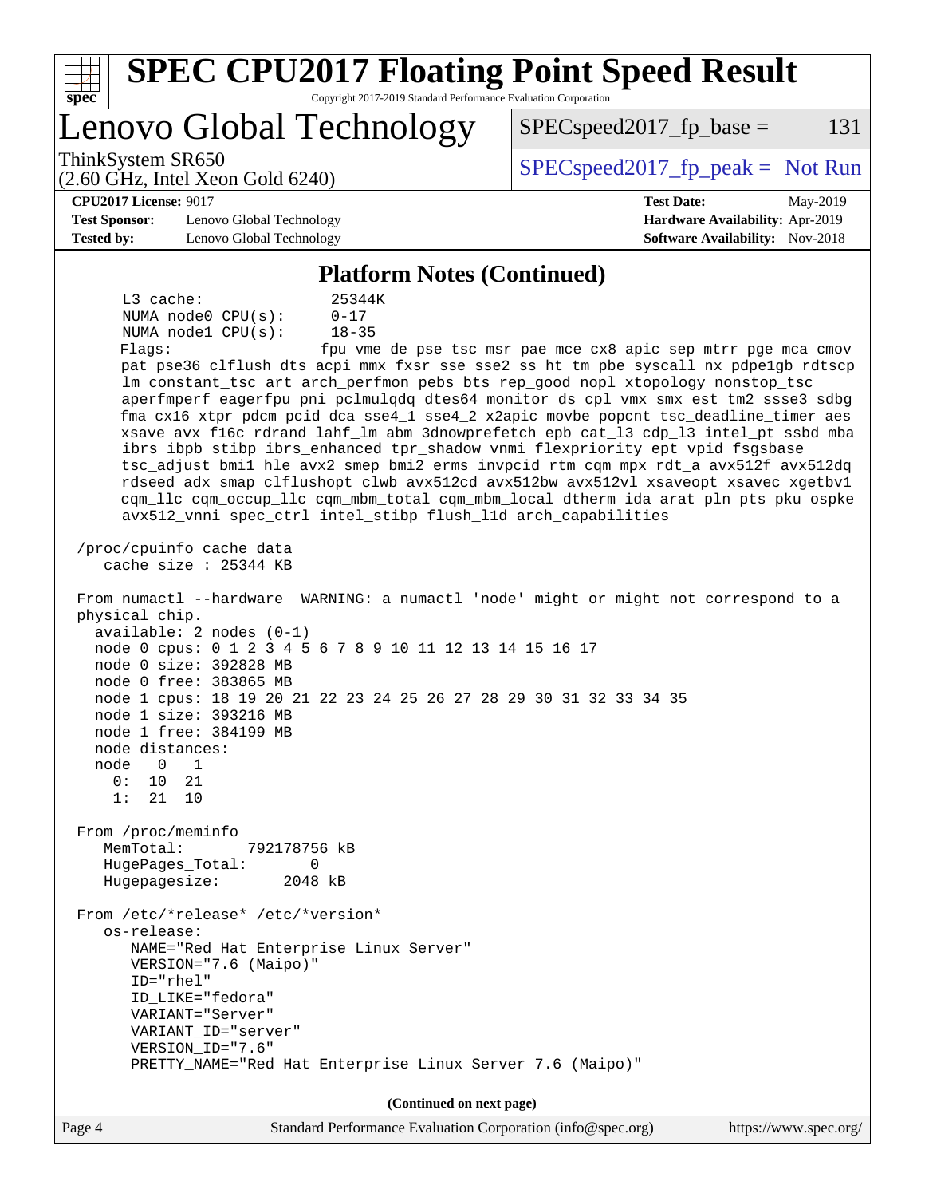## Platform Notes (Continued)

```
     L3 cache:                25344K
     NUMA node0 CPU(s):       0-17
     NUMA node1 CPU(s):       18-35
     Flags:                   fpu vme de pse tsc msr pae mce cx8 apic sep mtrr pge mca cmov
     pat pse36 clflush dts acpi mmx fxsr sse sse2 ss ht tm pbe syscall nx pdpe1gb rdtscp
     lm constant_tsc art arch_perfmon pebs bts rep_good nopl xtopology nonstop_tsc
     aperfmperf eagerfpu pni pclmulqdq dtes64 monitor ds_cpl vmx smx est tm2 ssse3 sdbg
     fma cx16 xtpr pdcm pcid dca sse4_1 sse4_2 x2apic movbe popcnt tsc_deadline_timer aes
     xsave avx f16c rdrand lahf_lm abm 3dnowprefetch epb cat_l3 cdp_l3 intel_pt ssbd mba
     ibrs ibpb stibp ibrs_enhanced tpr_shadow vnmi flexpriority ept vpid fsgsbase
     tsc_adjust bmi1 hle avx2 smep bmi2 erms invpcid rtm cqm mpx rdt_a avx512f avx512dq
     rdseed adx smap clflushopt clwb avx512cd avx512bw avx512vl xsaveopt xsavec xgetbv1
     cqm_llc cqm_occup_llc cqm_mbm_total cqm_mbm_local dtherm ida arat pln pts pku ospke
     avx512_vnni spec_ctrl intel_stibp flush_l1d arch_capabilities

 /proc/cpuinfo cache data
    cache size : 25344 KB

 From numactl --hardware  WARNING: a numactl 'node' might or might not correspond to a
 physical chip.
   available: 2 nodes (0-1)
   node 0 cpus: 0 1 2 3 4 5 6 7 8 9 10 11 12 13 14 15 16 17
   node 0 size: 392828 MB
   node 0 free: 383865 MB
   node 1 cpus: 18 19 20 21 22 23 24 25 26 27 28 29 30 31 32 33 34 35
   node 1 size: 393216 MB
   node 1 free: 384199 MB
   node distances:
   node   0   1
     0:  10  21
     1:  21  10

 From /proc/meminfo
    MemTotal:       792178756 kB
    HugePages_Total:       0
    Hugepagesize:       2048 kB

 From /etc/*release* /etc/*version*
    os-release:
       NAME="Red Hat Enterprise Linux Server"
       VERSION="7.6 (Maipo)"
       ID="rhel"
       ID_LIKE="fedora"
       VARIANT="Server"
       VARIANT_ID="server"
       VERSION_ID="7.6"
       PRETTY_NAME="Red Hat Enterprise Linux Server 7.6 (Maipo)"
```

(Continued on next page)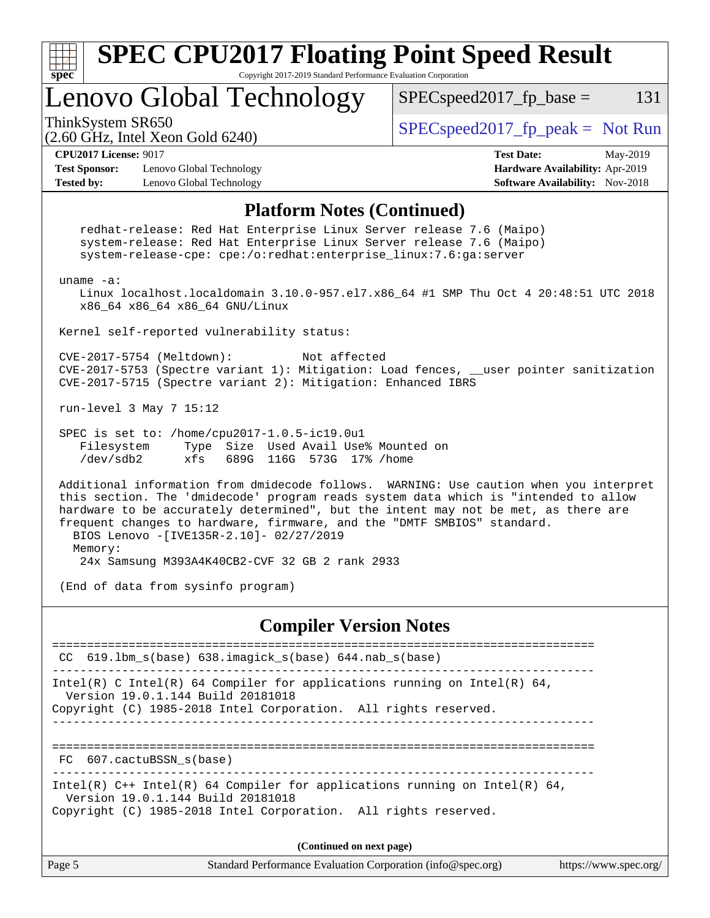## Platform Notes (Continued)

```
   redhat-release: Red Hat Enterprise Linux Server release 7.6 (Maipo)
   system-release: Red Hat Enterprise Linux Server release 7.6 (Maipo)
   system-release-cpe: cpe:/o:redhat:enterprise_linux:7.6:ga:server

uname -a:
   Linux localhost.localdomain 3.10.0-957.el7.x86_64 #1 SMP Thu Oct 4 20:48:51 UTC 2018
   x86_64 x86_64 x86_64 GNU/Linux

Kernel self-reported vulnerability status:

CVE-2017-5754 (Meltdown):          Not affected
CVE-2017-5753 (Spectre variant 1): Mitigation: Load fences, __user pointer sanitization
CVE-2017-5715 (Spectre variant 2): Mitigation: Enhanced IBRS

run-level 3 May 7 15:12

SPEC is set to: /home/cpu2017-1.0.5-ic19.0u1
   Filesystem     Type  Size  Used Avail Use% Mounted on
   /dev/sdb2      xfs   689G  116G  573G  17% /home

Additional information from dmidecode follows.  WARNING: Use caution when you interpret
this section. The 'dmidecode' program reads system data which is "intended to allow
hardware to be accurately determined", but the intent may not be met, as there are
frequent changes to hardware, firmware, and the "DMTF SMBIOS" standard.
  BIOS Lenovo -[IVE135R-2.10]- 02/27/2019
  Memory:
   24x Samsung M393A4K40CB2-CVF 32 GB 2 rank 2933

(End of data from sysinfo program)
```

## Compiler Version Notes

```
==============================================================================
 CC  619.lbm_s(base) 638.imagick_s(base) 644.nab_s(base)
------------------------------------------------------------------------------
Intel(R) C Intel(R) 64 Compiler for applications running on Intel(R) 64,
  Version 19.0.1.144 Build 20181018
Copyright (C) 1985-2018 Intel Corporation.  All rights reserved.
------------------------------------------------------------------------------

==============================================================================
 FC  607.cactuBSSN_s(base)
------------------------------------------------------------------------------
Intel(R) C++ Intel(R) 64 Compiler for applications running on Intel(R) 64,
  Version 19.0.1.144 Build 20181018
Copyright (C) 1985-2018 Intel Corporation.  All rights reserved.
```

(Continued on next page)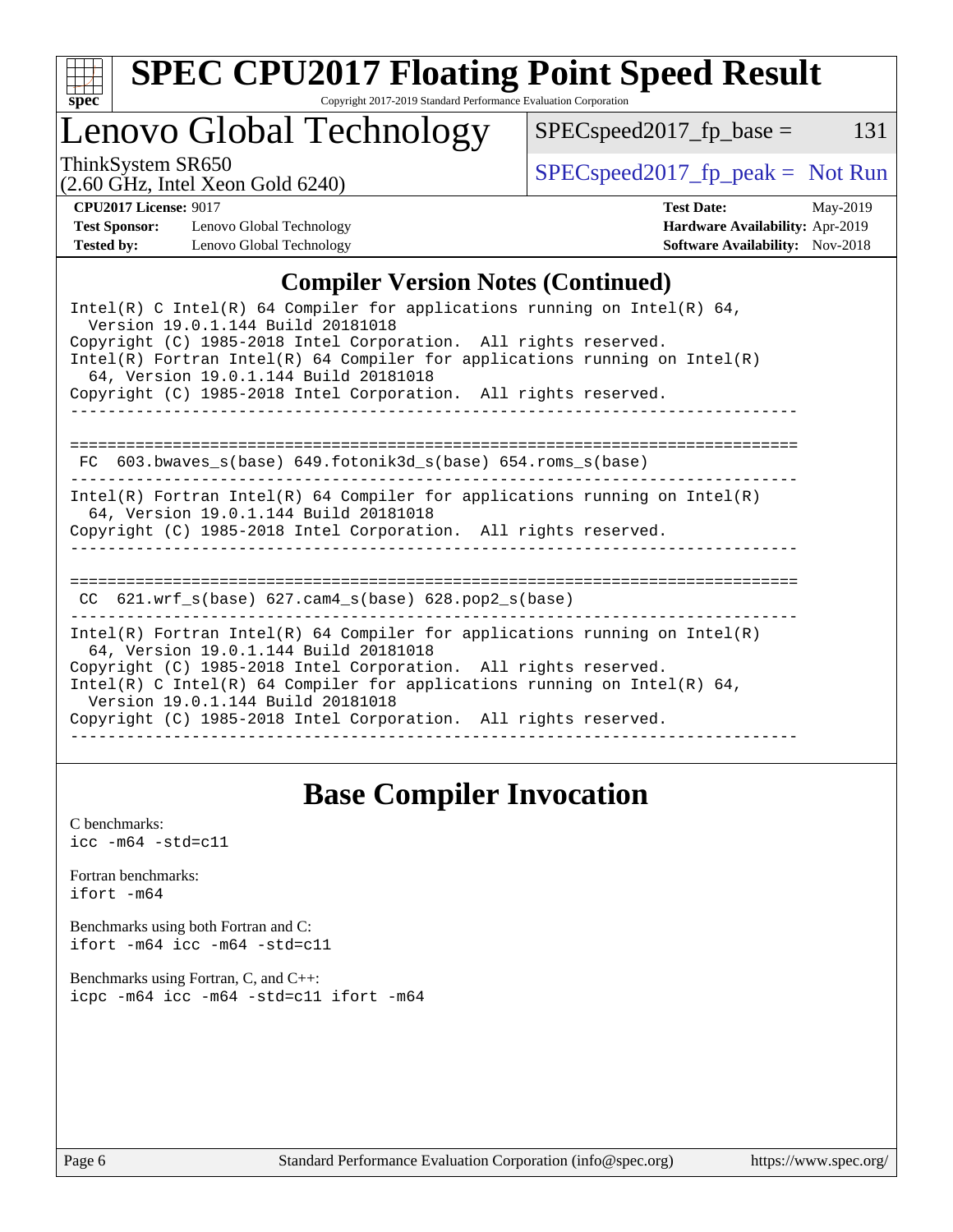## Compiler Version Notes (Continued)

```
Intel(R) C Intel(R) 64 Compiler for applications running on Intel(R) 64,
  Version 19.0.1.144 Build 20181018
Copyright (C) 1985-2018 Intel Corporation.  All rights reserved.
Intel(R) Fortran Intel(R) 64 Compiler for applications running on Intel(R)
  64, Version 19.0.1.144 Build 20181018
Copyright (C) 1985-2018 Intel Corporation.  All rights reserved.
------------------------------------------------------------------------------

==============================================================================
 FC  603.bwaves_s(base) 649.fotonik3d_s(base) 654.roms_s(base)
------------------------------------------------------------------------------
Intel(R) Fortran Intel(R) 64 Compiler for applications running on Intel(R)
  64, Version 19.0.1.144 Build 20181018
Copyright (C) 1985-2018 Intel Corporation.  All rights reserved.
------------------------------------------------------------------------------

==============================================================================
 CC  621.wrf_s(base) 627.cam4_s(base) 628.pop2_s(base)
------------------------------------------------------------------------------
Intel(R) Fortran Intel(R) 64 Compiler for applications running on Intel(R)
  64, Version 19.0.1.144 Build 20181018
Copyright (C) 1985-2018 Intel Corporation.  All rights reserved.
Intel(R) C Intel(R) 64 Compiler for applications running on Intel(R) 64,
  Version 19.0.1.144 Build 20181018
Copyright (C) 1985-2018 Intel Corporation.  All rights reserved.
------------------------------------------------------------------------------
```

## Base Compiler Invocation

C benchmarks:
```
icc -m64 -std=c11
```

Fortran benchmarks:
```
ifort -m64
```

Benchmarks using both Fortran and C:
```
ifort -m64 icc -m64 -std=c11
```

Benchmarks using Fortran, C, and C++:
```
icpc -m64 icc -m64 -std=c11 ifort -m64
```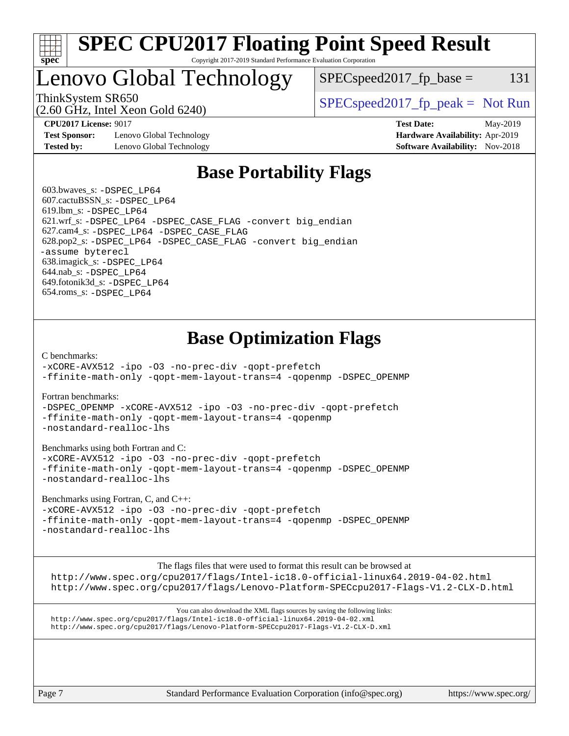# SPEC CPU2017 Floating Point Speed Result

Copyright 2017-2019 Standard Performance Evaluation Corporation

## Lenovo Global Technology

ThinkSystem SR650
(2.60 GHz, Intel Xeon Gold 6240)

SPECspeed2017_fp_base = 131

SPECspeed2017_fp_peak = Not Run

**CPU2017 License:** 9017
**Test Sponsor:** Lenovo Global Technology
**Tested by:** Lenovo Global Technology
**Test Date:** May-2019
**Hardware Availability:** Apr-2019
**Software Availability:** Nov-2018

## Base Portability Flags

603.bwaves_s: -DSPEC_LP64
607.cactuBSSN_s: -DSPEC_LP64
619.lbm_s: -DSPEC_LP64
621.wrf_s: -DSPEC_LP64 -DSPEC_CASE_FLAG -convert big_endian
627.cam4_s: -DSPEC_LP64 -DSPEC_CASE_FLAG
628.pop2_s: -DSPEC_LP64 -DSPEC_CASE_FLAG -convert big_endian -assume byterecl
638.imagick_s: -DSPEC_LP64
644.nab_s: -DSPEC_LP64
649.fotonik3d_s: -DSPEC_LP64
654.roms_s: -DSPEC_LP64

## Base Optimization Flags

C benchmarks:
```
-xCORE-AVX512 -ipo -O3 -no-prec-div -qopt-prefetch
-ffinite-math-only -qopt-mem-layout-trans=4 -qopenmp -DSPEC_OPENMP
```

Fortran benchmarks:
```
-DSPEC_OPENMP -xCORE-AVX512 -ipo -O3 -no-prec-div -qopt-prefetch
-ffinite-math-only -qopt-mem-layout-trans=4 -qopenmp
-nostandard-realloc-lhs
```

Benchmarks using both Fortran and C:
```
-xCORE-AVX512 -ipo -O3 -no-prec-div -qopt-prefetch
-ffinite-math-only -qopt-mem-layout-trans=4 -qopenmp -DSPEC_OPENMP
-nostandard-realloc-lhs
```

Benchmarks using Fortran, C, and C++:
```
-xCORE-AVX512 -ipo -O3 -no-prec-div -qopt-prefetch
-ffinite-math-only -qopt-mem-layout-trans=4 -qopenmp -DSPEC_OPENMP
-nostandard-realloc-lhs
```

The flags files that were used to format this result can be browsed at
http://www.spec.org/cpu2017/flags/Intel-ic18.0-official-linux64.2019-04-02.html
http://www.spec.org/cpu2017/flags/Lenovo-Platform-SPECcpu2017-Flags-V1.2-CLX-D.html

You can also download the XML flags sources by saving the following links:
http://www.spec.org/cpu2017/flags/Intel-ic18.0-official-linux64.2019-04-02.xml
http://www.spec.org/cpu2017/flags/Lenovo-Platform-SPECcpu2017-Flags-V1.2-CLX-D.xml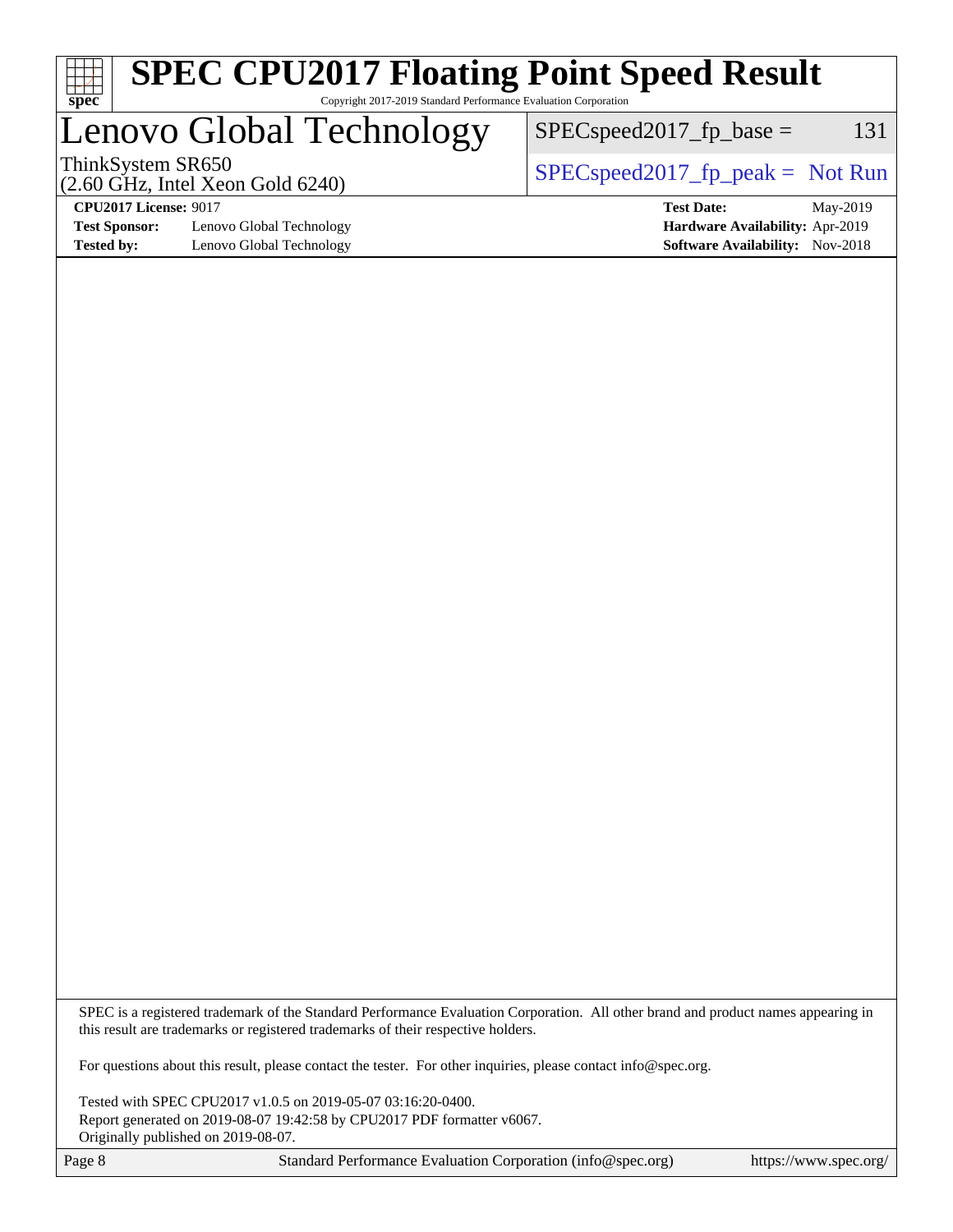SPEC is a registered trademark of the Standard Performance Evaluation Corporation. All other brand and product names appearing in this result are trademarks or registered trademarks of their respective holders.

For questions about this result, please contact the tester. For other inquiries, please contact info@spec.org.

Tested with SPEC CPU2017 v1.0.5 on 2019-05-07 03:16:20-0400.
Report generated on 2019-08-07 19:42:58 by CPU2017 PDF formatter v6067.
Originally published on 2019-08-07.